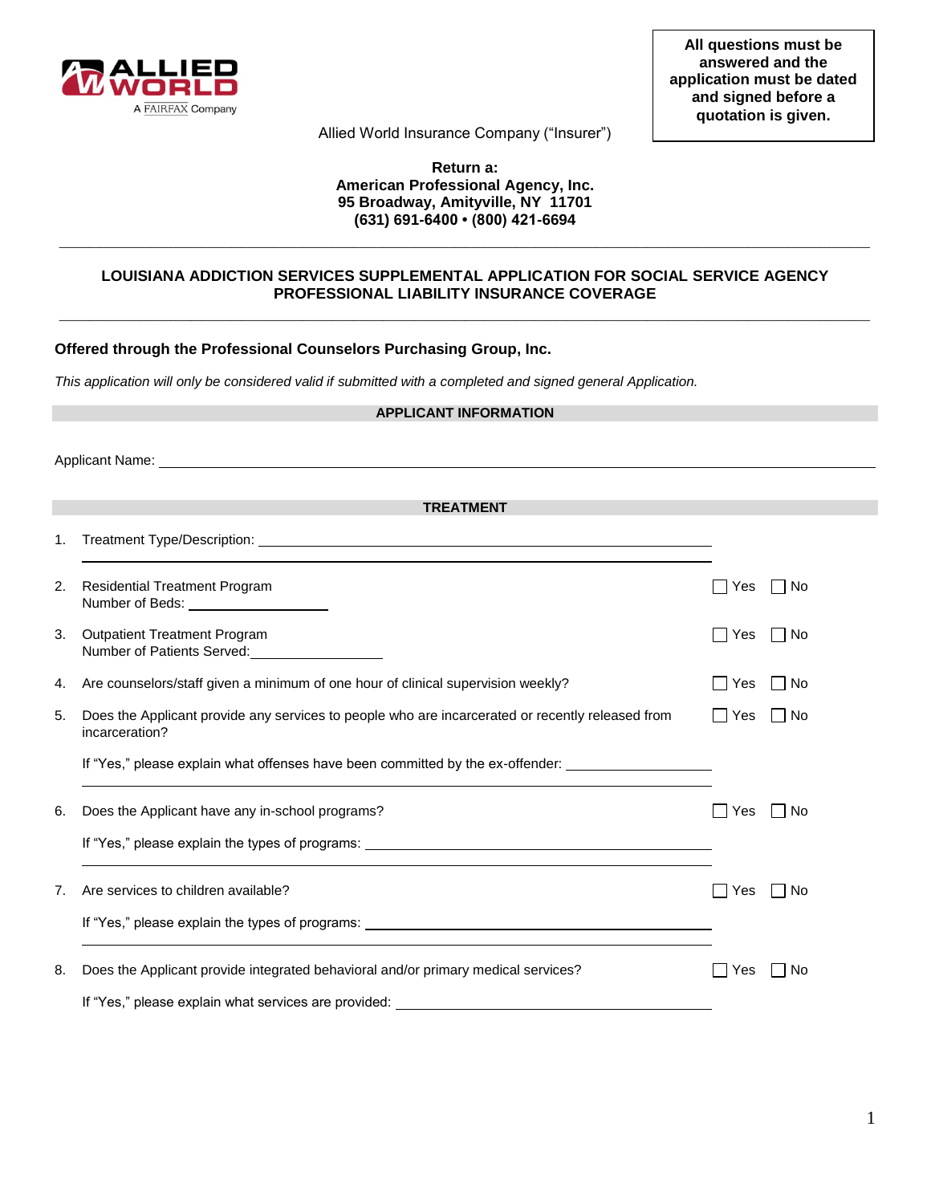**All questions must be answered and the application must be dated and signed before a quotation is given.**

Allied World Insurance Company ("Insurer")

**Return a:**
**American Professional Agency, Inc.**
**95 Broadway, Amityville, NY 11701**
**(631) 691-6400 • (800) 421-6694**

---

## LOUISIANA ADDICTION SERVICES SUPPLEMENTAL APPLICATION FOR SOCIAL SERVICE AGENCY PROFESSIONAL LIABILITY INSURANCE COVERAGE

---

**Offered through the Professional Counselors Purchasing Group, Inc.**

*This application will only be considered valid if submitted with a completed and signed general Application.*

### APPLICANT INFORMATION

Applicant Name: ______________________________________________

### TREATMENT

1. Treatment Type/Description: ______________________________________________
______________________________________________

2. Residential Treatment Program ☐ Yes ☐ No
Number of Beds: ____________

3. Outpatient Treatment Program ☐ Yes ☐ No
Number of Patients Served: ____________

4. Are counselors/staff given a minimum of one hour of clinical supervision weekly? ☐ Yes ☐ No

5. Does the Applicant provide any services to people who are incarcerated or recently released from incarceration? ☐ Yes ☐ No

   If "Yes," please explain what offenses have been committed by the ex-offender: ____________
   ______________________________________________

6. Does the Applicant have any in-school programs? ☐ Yes ☐ No

   If "Yes," please explain the types of programs: ____________
   ______________________________________________

7. Are services to children available? ☐ Yes ☐ No

   If "Yes," please explain the types of programs: ____________
   ______________________________________________

8. Does the Applicant provide integrated behavioral and/or primary medical services? ☐ Yes ☐ No

   If "Yes," please explain what services are provided: ____________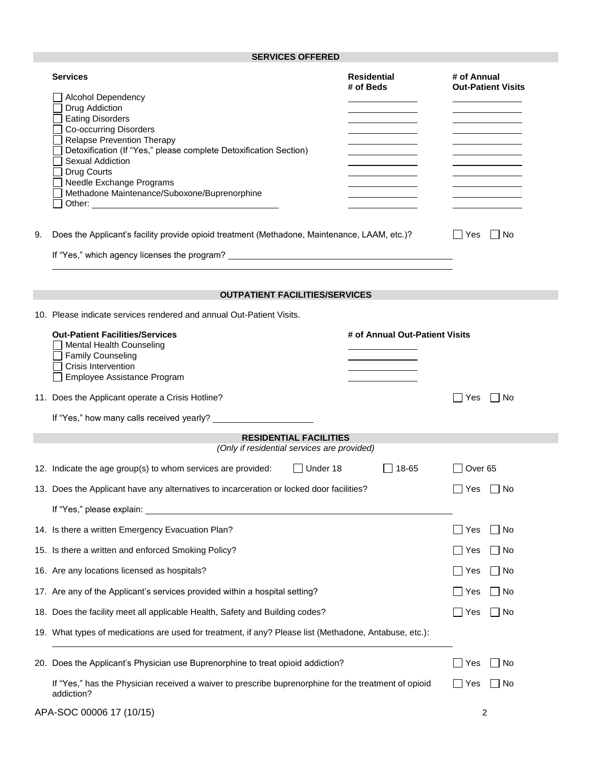## SERVICES OFFERED

| Services | Residential # of Beds | # of Annual Out-Patient Visits |
|---|---|---|
| ☐ Alcohol Dependency | | |
| ☐ Drug Addiction | | |
| ☐ Eating Disorders | | |
| ☐ Co-occurring Disorders | | |
| ☐ Relapse Prevention Therapy | | |
| ☐ Detoxification (If "Yes," please complete Detoxification Section) | | |
| ☐ Sexual Addiction | | |
| ☐ Drug Courts | | |
| ☐ Needle Exchange Programs | | |
| ☐ Methadone Maintenance/Suboxone/Buprenorphine | | |
| ☐ Other: ______________________ | | |

9. Does the Applicant's facility provide opioid treatment (Methadone, Maintenance, LAAM, etc.)? ☐ Yes ☐ No

   If "Yes," which agency licenses the program? ______________________

## OUTPATIENT FACILITIES/SERVICES

10. Please indicate services rendered and annual Out-Patient Visits.

| Out-Patient Facilities/Services | # of Annual Out-Patient Visits |
|---|---|
| ☐ Mental Health Counseling | |
| ☐ Family Counseling | |
| ☐ Crisis Intervention | |
| ☐ Employee Assistance Program | |

11. Does the Applicant operate a Crisis Hotline? ☐ Yes ☐ No

    If "Yes," how many calls received yearly? ______________

## RESIDENTIAL FACILITIES

*(Only if residential services are provided)*

12. Indicate the age group(s) to whom services are provided: ☐ Under 18 ☐ 18-65 ☐ Over 65

13. Does the Applicant have any alternatives to incarceration or locked door facilities? ☐ Yes ☐ No

    If "Yes," please explain: ______________________

14. Is there a written Emergency Evacuation Plan? ☐ Yes ☐ No

15. Is there a written and enforced Smoking Policy? ☐ Yes ☐ No

16. Are any locations licensed as hospitals? ☐ Yes ☐ No

17. Are any of the Applicant's services provided within a hospital setting? ☐ Yes ☐ No

18. Does the facility meet all applicable Health, Safety and Building codes? ☐ Yes ☐ No

19. What types of medications are used for treatment, if any? Please list (Methadone, Antabuse, etc.):

    ______________________

20. Does the Applicant's Physician use Buprenorphine to treat opioid addiction? ☐ Yes ☐ No

    If "Yes," has the Physician received a waiver to prescribe buprenorphine for the treatment of opioid addiction? ☐ Yes ☐ No

APA-SOC 00006 17 (10/15)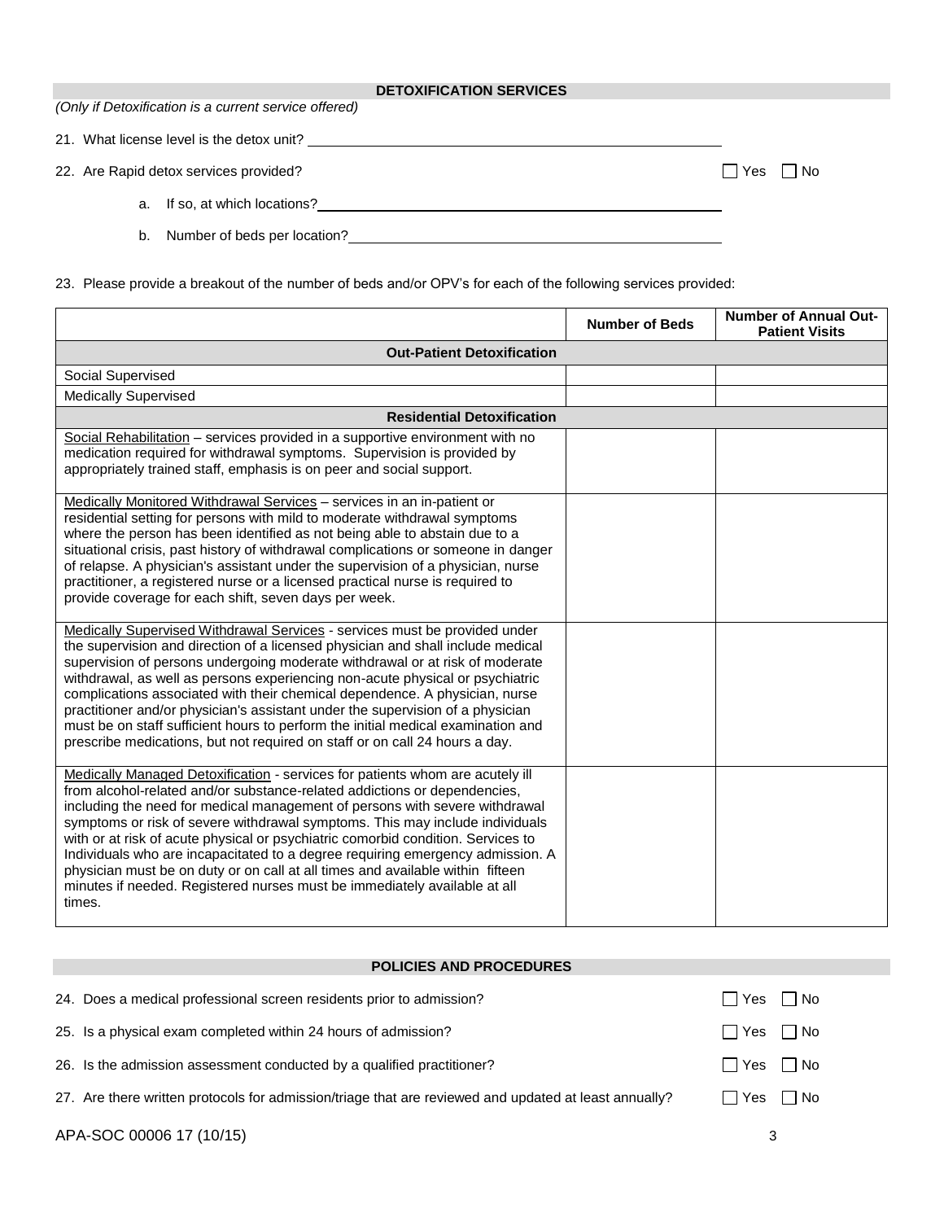## DETOXIFICATION SERVICES

*(Only if Detoxification is a current service offered)*

21. What license level is the detox unit? \_\_\_\_\_\_\_\_\_\_\_\_\_\_\_\_\_\_\_\_\_\_\_\_\_\_\_\_\_\_\_\_\_\_\_\_\_\_

22. Are Rapid detox services provided? ☐ Yes ☐ No

    a. If so, at which locations? \_\_\_\_\_\_\_\_\_\_\_\_\_\_\_\_\_\_\_\_\_\_\_\_\_\_\_\_\_\_\_\_\_\_\_\_\_\_

    b. Number of beds per location? \_\_\_\_\_\_\_\_\_\_\_\_\_\_\_\_\_\_\_\_\_\_\_\_\_\_\_\_\_\_\_\_\_\_\_\_\_\_

23. Please provide a breakout of the number of beds and/or OPV's for each of the following services provided:

| | Number of Beds | Number of Annual Out-Patient Visits |
|---|---|---|
| **Out-Patient Detoxification** | | |
| Social Supervised | | |
| Medically Supervised | | |
| **Residential Detoxification** | | |
| <u>Social Rehabilitation</u> – services provided in a supportive environment with no medication required for withdrawal symptoms. Supervision is provided by appropriately trained staff, emphasis is on peer and social support. | | |
| <u>Medically Monitored Withdrawal Services</u> – services in an in-patient or residential setting for persons with mild to moderate withdrawal symptoms where the person has been identified as not being able to abstain due to a situational crisis, past history of withdrawal complications or someone in danger of relapse. A physician's assistant under the supervision of a physician, nurse practitioner, a registered nurse or a licensed practical nurse is required to provide coverage for each shift, seven days per week. | | |
| <u>Medically Supervised Withdrawal Services</u> - services must be provided under the supervision and direction of a licensed physician and shall include medical supervision of persons undergoing moderate withdrawal or at risk of moderate withdrawal, as well as persons experiencing non-acute physical or psychiatric complications associated with their chemical dependence. A physician, nurse practitioner and/or physician's assistant under the supervision of a physician must be on staff sufficient hours to perform the initial medical examination and prescribe medications, but not required on staff or on call 24 hours a day. | | |
| <u>Medically Managed Detoxification</u> - services for patients whom are acutely ill from alcohol-related and/or substance-related addictions or dependencies, including the need for medical management of persons with severe withdrawal symptoms or risk of severe withdrawal symptoms. This may include individuals with or at risk of acute physical or psychiatric comorbid condition. Services to Individuals who are incapacitated to a degree requiring emergency admission. A physician must be on duty or on call at all times and available within fifteen minutes if needed. Registered nurses must be immediately available at all times. | | |

## POLICIES AND PROCEDURES

24. Does a medical professional screen residents prior to admission? ☐ Yes ☐ No

25. Is a physical exam completed within 24 hours of admission? ☐ Yes ☐ No

26. Is the admission assessment conducted by a qualified practitioner? ☐ Yes ☐ No

27. Are there written protocols for admission/triage that are reviewed and updated at least annually? ☐ Yes ☐ No

APA-SOC 00006 17 (10/15)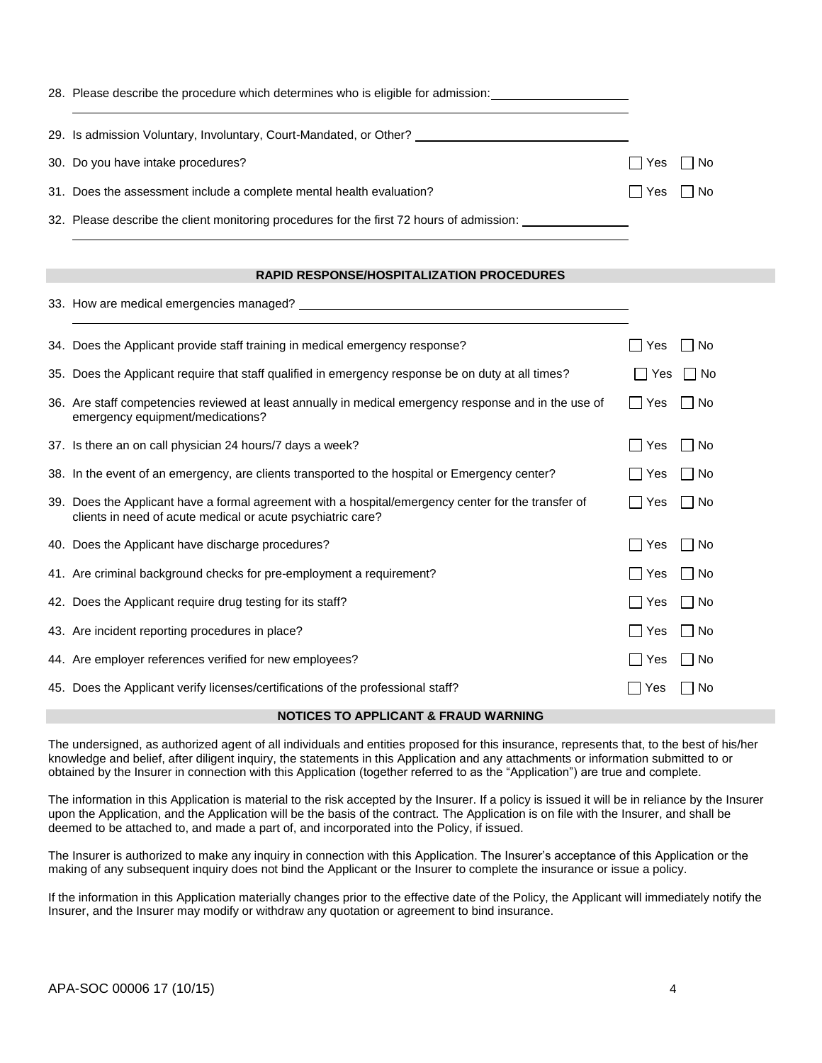28. Please describe the procedure which determines who is eligible for admission: ____________________

______________________________________________________________________________

29. Is admission Voluntary, Involuntary, Court-Mandated, or Other? ______________________________

30. Do you have intake procedures? ☐ Yes ☐ No

31. Does the assessment include a complete mental health evaluation? ☐ Yes ☐ No

32. Please describe the client monitoring procedures for the first 72 hours of admission: _______________

______________________________________________________________________________

## RAPID RESPONSE/HOSPITALIZATION PROCEDURES

33. How are medical emergencies managed? ______________________________________________

______________________________________________________________________________

34. Does the Applicant provide staff training in medical emergency response? ☐ Yes ☐ No

35. Does the Applicant require that staff qualified in emergency response be on duty at all times? ☐ Yes ☐ No

36. Are staff competencies reviewed at least annually in medical emergency response and in the use of emergency equipment/medications? ☐ Yes ☐ No

37. Is there an on call physician 24 hours/7 days a week? ☐ Yes ☐ No

38. In the event of an emergency, are clients transported to the hospital or Emergency center? ☐ Yes ☐ No

39. Does the Applicant have a formal agreement with a hospital/emergency center for the transfer of clients in need of acute medical or acute psychiatric care? ☐ Yes ☐ No

40. Does the Applicant have discharge procedures? ☐ Yes ☐ No

41. Are criminal background checks for pre-employment a requirement? ☐ Yes ☐ No

42. Does the Applicant require drug testing for its staff? ☐ Yes ☐ No

43. Are incident reporting procedures in place? ☐ Yes ☐ No

44. Are employer references verified for new employees? ☐ Yes ☐ No

45. Does the Applicant verify licenses/certifications of the professional staff? ☐ Yes ☐ No

## NOTICES TO APPLICANT & FRAUD WARNING

The undersigned, as authorized agent of all individuals and entities proposed for this insurance, represents that, to the best of his/her knowledge and belief, after diligent inquiry, the statements in this Application and any attachments or information submitted to or obtained by the Insurer in connection with this Application (together referred to as the "Application") are true and complete.

The information in this Application is material to the risk accepted by the Insurer. If a policy is issued it will be in reliance by the Insurer upon the Application, and the Application will be the basis of the contract. The Application is on file with the Insurer, and shall be deemed to be attached to, and made a part of, and incorporated into the Policy, if issued.

The Insurer is authorized to make any inquiry in connection with this Application. The Insurer's acceptance of this Application or the making of any subsequent inquiry does not bind the Applicant or the Insurer to complete the insurance or issue a policy.

If the information in this Application materially changes prior to the effective date of the Policy, the Applicant will immediately notify the Insurer, and the Insurer may modify or withdraw any quotation or agreement to bind insurance.

APA-SOC 00006 17 (10/15)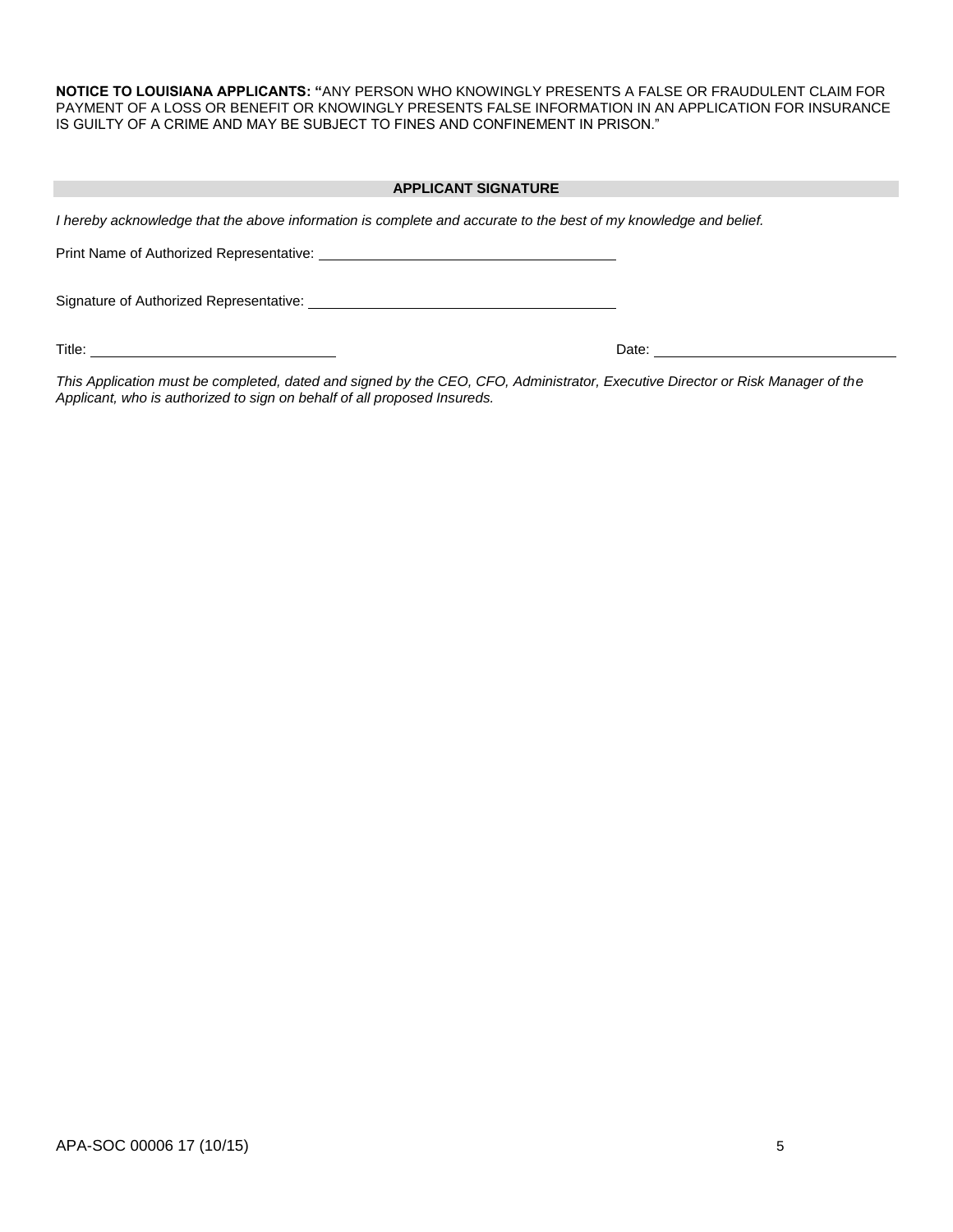**NOTICE TO LOUISIANA APPLICANTS: "**ANY PERSON WHO KNOWINGLY PRESENTS A FALSE OR FRAUDULENT CLAIM FOR PAYMENT OF A LOSS OR BENEFIT OR KNOWINGLY PRESENTS FALSE INFORMATION IN AN APPLICATION FOR INSURANCE IS GUILTY OF A CRIME AND MAY BE SUBJECT TO FINES AND CONFINEMENT IN PRISON."

## APPLICANT SIGNATURE

*I hereby acknowledge that the above information is complete and accurate to the best of my knowledge and belief.*

Print Name of Authorized Representative: ______________________________________

Signature of Authorized Representative: ______________________________________

Title: ______________________________ Date: ______________________________

*This Application must be completed, dated and signed by the CEO, CFO, Administrator, Executive Director or Risk Manager of the Applicant, who is authorized to sign on behalf of all proposed Insureds.*

APA-SOC 00006 17 (10/15)